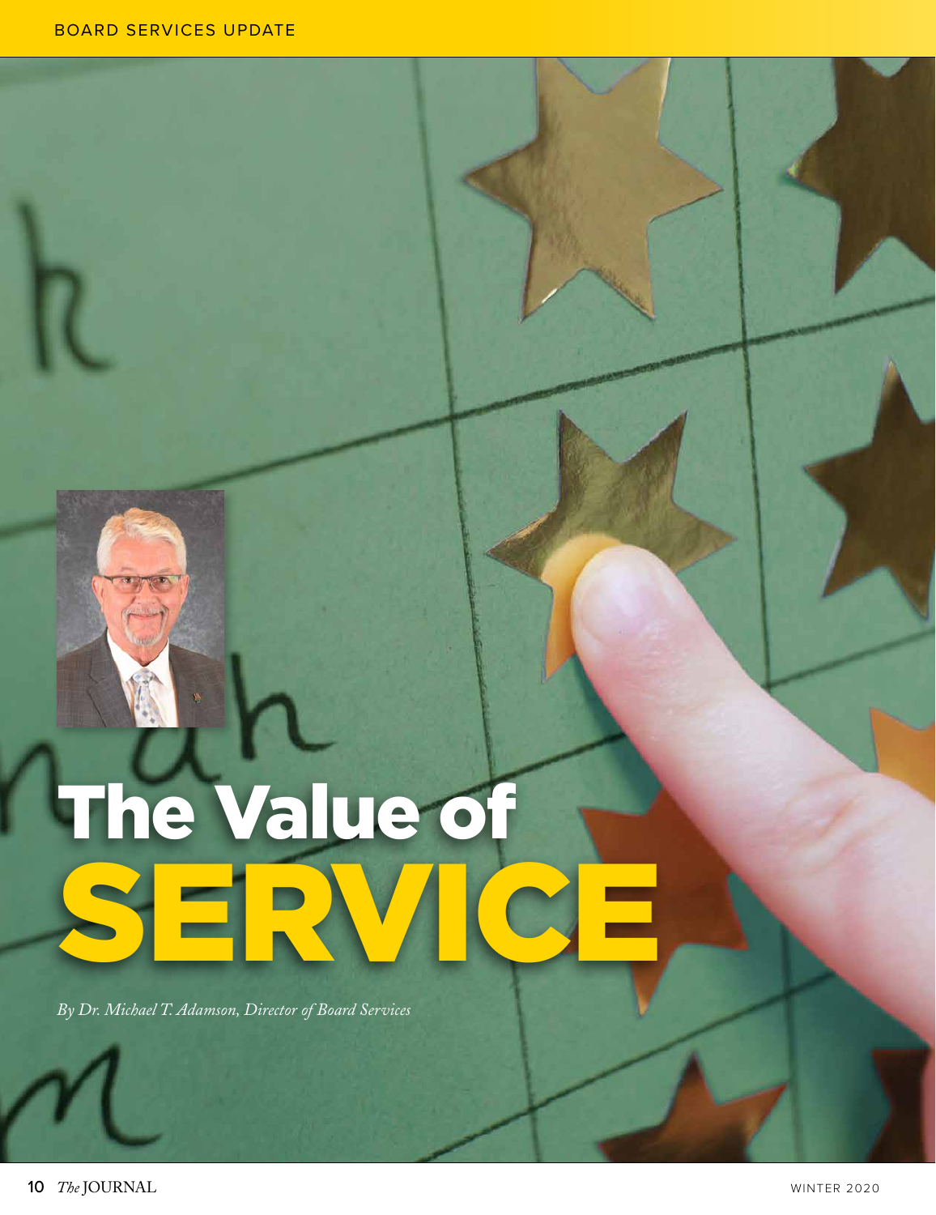# The Value of SERVICE

*By Dr. Michael T. Adamson, Director of Board Services*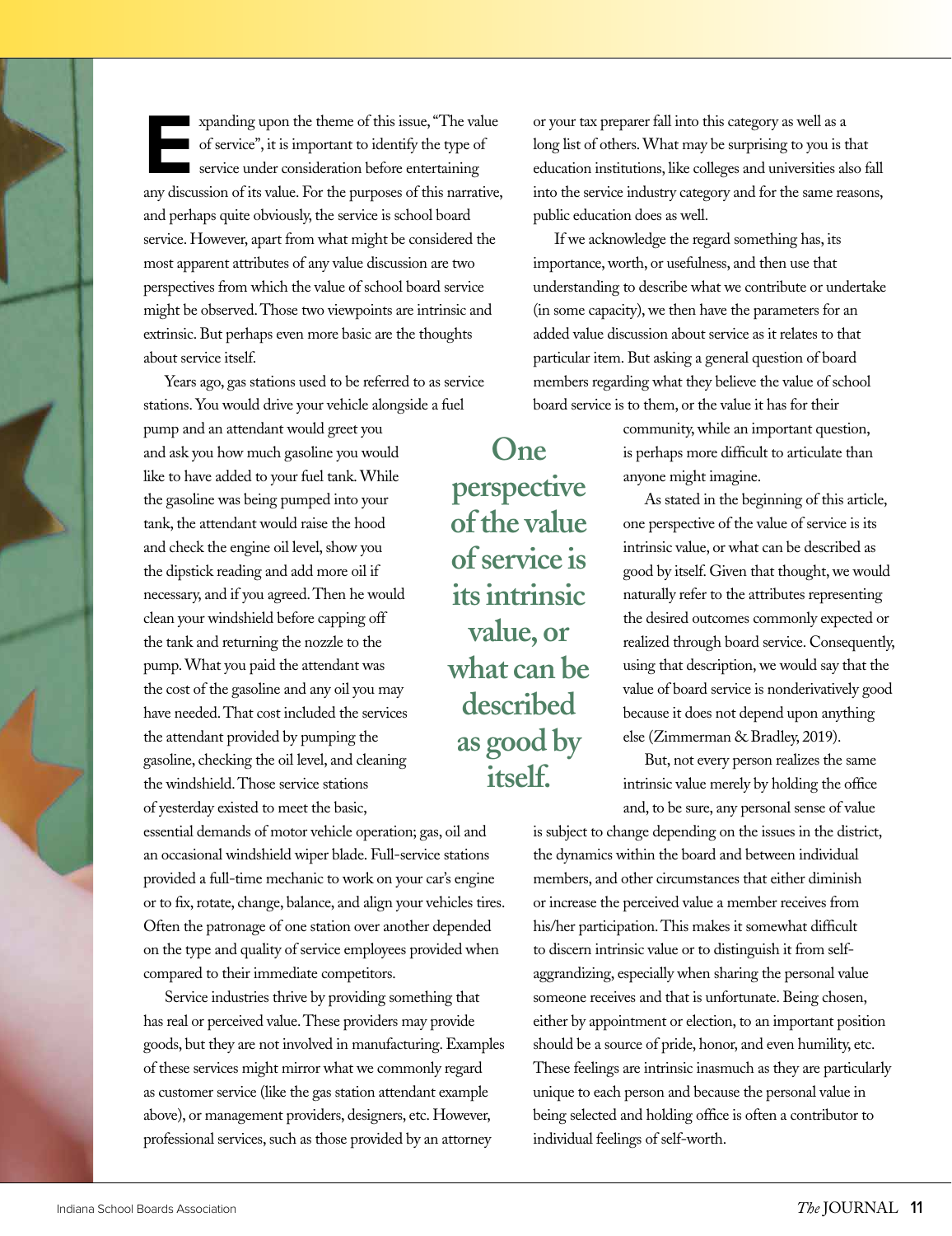Expanding upon the theme of this issue, "The value of service", it is important to identify the type of service under consideration before entertaining any discussion of its value. For the purposes of this narrative, and perhaps quite obviously, the service is school board service. However, apart from what might be considered the most apparent attributes of any value discussion are two perspectives from which the value of school board service might be observed. Those two viewpoints are intrinsic and extrinsic. But perhaps even more basic are the thoughts about service itself.

Years ago, gas stations used to be referred to as service stations. You would drive your vehicle alongside a fuel pump and an attendant would greet you and ask you how much gasoline you would like to have added to your fuel tank. While the gasoline was being pumped into your tank, the attendant would raise the hood and check the engine oil level, show you the dipstick reading and add more oil if necessary, and if you agreed. Then he would clean your windshield before capping off the tank and returning the nozzle to the pump. What you paid the attendant was the cost of the gasoline and any oil you may have needed. That cost included the services the attendant provided by pumping the gasoline, checking the oil level, and cleaning the windshield. Those service stations of yesterday existed to meet the basic, essential demands of motor vehicle operation; gas, oil and an occasional windshield wiper blade. Full-service stations provided a full-time mechanic to work on your car's engine or to fix, rotate, change, balance, and align your vehicles tires. Often the patronage of one station over another depended on the type and quality of service employees provided when compared to their immediate competitors.

Service industries thrive by providing something that has real or perceived value. These providers may provide goods, but they are not involved in manufacturing. Examples of these services might mirror what we commonly regard as customer service (like the gas station attendant example above), or management providers, designers, etc. However, professional services, such as those provided by an attorney or your tax preparer fall into this category as well as a long list of others. What may be surprising to you is that education institutions, like colleges and universities also fall into the service industry category and for the same reasons, public education does as well.

If we acknowledge the regard something has, its importance, worth, or usefulness, and then use that understanding to describe what we contribute or undertake (in some capacity), we then have the parameters for an added value discussion about service as it relates to that particular item. But asking a general question of board members regarding what they believe the value of school board service is to them, or the value it has for their community, while an important question, is perhaps more difficult to articulate than anyone might imagine.

> **One perspective of the value of service is its intrinsic value, or what can be described as good by itself.**

As stated in the beginning of this article, one perspective of the value of service is its intrinsic value, or what can be described as good by itself. Given that thought, we would naturally refer to the attributes representing the desired outcomes commonly expected or realized through board service. Consequently, using that description, we would say that the value of board service is nonderivatively good because it does not depend upon anything else (Zimmerman & Bradley, 2019).

But, not every person realizes the same intrinsic value merely by holding the office and, to be sure, any personal sense of value is subject to change depending on the issues in the district, the dynamics within the board and between individual members, and other circumstances that either diminish or increase the perceived value a member receives from his/her participation. This makes it somewhat difficult to discern intrinsic value or to distinguish it from self-aggrandizing, especially when sharing the personal value someone receives and that is unfortunate. Being chosen, either by appointment or election, to an important position should be a source of pride, honor, and even humility, etc. These feelings are intrinsic inasmuch as they are particularly unique to each person and because the personal value in being selected and holding office is often a contributor to individual feelings of self-worth.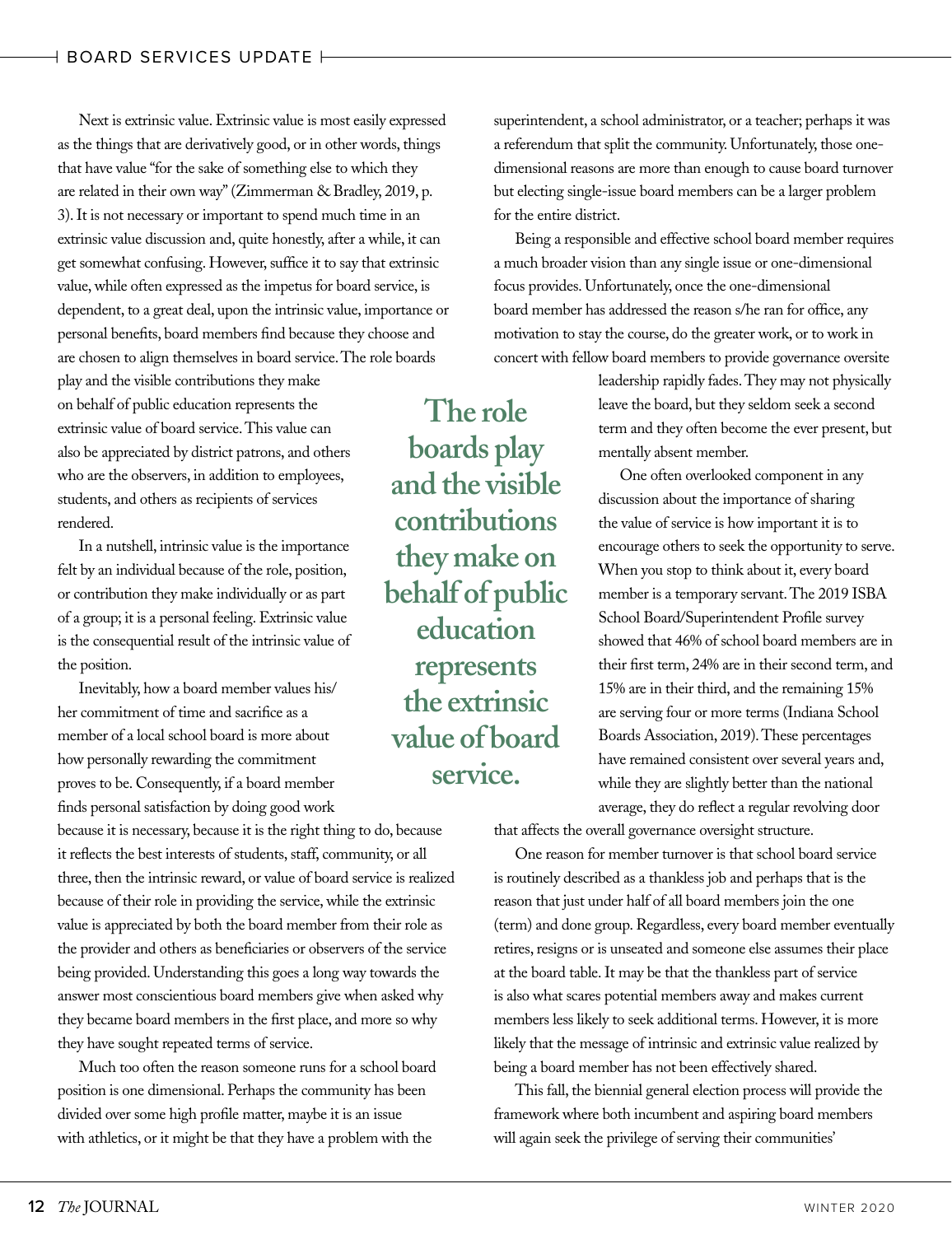Next is extrinsic value. Extrinsic value is most easily expressed as the things that are derivatively good, or in other words, things that have value "for the sake of something else to which they are related in their own way" (Zimmerman & Bradley, 2019, p. 3). It is not necessary or important to spend much time in an extrinsic value discussion and, quite honestly, after a while, it can get somewhat confusing. However, suffice it to say that extrinsic value, while often expressed as the impetus for board service, is dependent, to a great deal, upon the intrinsic value, importance or personal benefits, board members find because they choose and are chosen to align themselves in board service. The role boards play and the visible contributions they make on behalf of public education represents the extrinsic value of board service. This value can also be appreciated by district patrons, and others who are the observers, in addition to employees, students, and others as recipients of services rendered.

**The role boards play and the visible contributions they make on behalf of public education represents the extrinsic value of board service.**

In a nutshell, intrinsic value is the importance felt by an individual because of the role, position, or contribution they make individually or as part of a group; it is a personal feeling. Extrinsic value is the consequential result of the intrinsic value of the position.

Inevitably, how a board member values his/her commitment of time and sacrifice as a member of a local school board is more about how personally rewarding the commitment proves to be. Consequently, if a board member finds personal satisfaction by doing good work because it is necessary, because it is the right thing to do, because it reflects the best interests of students, staff, community, or all three, then the intrinsic reward, or value of board service is realized because of their role in providing the service, while the extrinsic value is appreciated by both the board member from their role as the provider and others as beneficiaries or observers of the service being provided. Understanding this goes a long way towards the answer most conscientious board members give when asked why they became board members in the first place, and more so why they have sought repeated terms of service.

Much too often the reason someone runs for a school board position is one dimensional. Perhaps the community has been divided over some high profile matter, maybe it is an issue with athletics, or it might be that they have a problem with the superintendent, a school administrator, or a teacher; perhaps it was a referendum that split the community. Unfortunately, those one-dimensional reasons are more than enough to cause board turnover but electing single-issue board members can be a larger problem for the entire district.

Being a responsible and effective school board member requires a much broader vision than any single issue or one-dimensional focus provides. Unfortunately, once the one-dimensional board member has addressed the reason s/he ran for office, any motivation to stay the course, do the greater work, or to work in concert with fellow board members to provide governance oversite leadership rapidly fades. They may not physically leave the board, but they seldom seek a second term and they often become the ever present, but mentally absent member.

One often overlooked component in any discussion about the importance of sharing the value of service is how important it is to encourage others to seek the opportunity to serve. When you stop to think about it, every board member is a temporary servant. The 2019 ISBA School Board/Superintendent Profile survey showed that 46% of school board members are in their first term, 24% are in their second term, and 15% are in their third, and the remaining 15% are serving four or more terms (Indiana School Boards Association, 2019). These percentages have remained consistent over several years and, while they are slightly better than the national average, they do reflect a regular revolving door that affects the overall governance oversight structure.

One reason for member turnover is that school board service is routinely described as a thankless job and perhaps that is the reason that just under half of all board members join the one (term) and done group. Regardless, every board member eventually retires, resigns or is unseated and someone else assumes their place at the board table. It may be that the thankless part of service is also what scares potential members away and makes current members less likely to seek additional terms. However, it is more likely that the message of intrinsic and extrinsic value realized by being a board member has not been effectively shared.

This fall, the biennial general election process will provide the framework where both incumbent and aspiring board members will again seek the privilege of serving their communities'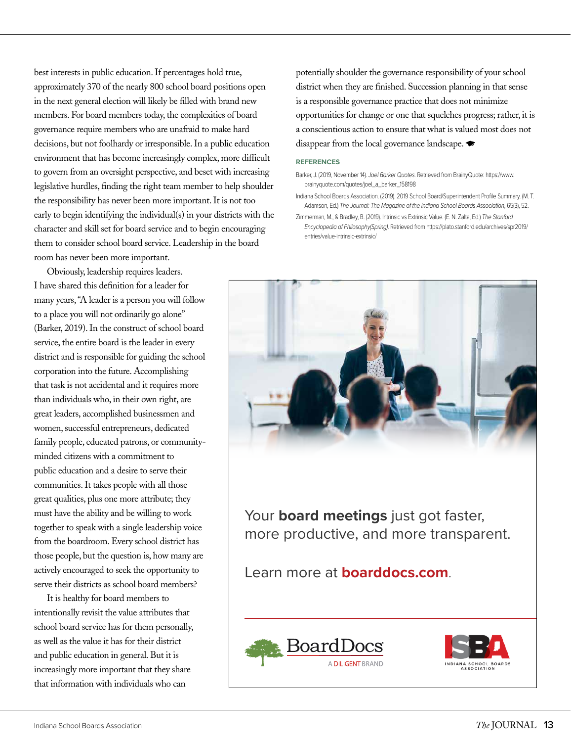best interests in public education. If percentages hold true, approximately 370 of the nearly 800 school board positions open in the next general election will likely be filled with brand new members. For board members today, the complexities of board governance require members who are unafraid to make hard decisions, but not foolhardy or irresponsible. In a public education environment that has become increasingly complex, more difficult to govern from an oversight perspective, and beset with increasing legislative hurdles, finding the right team member to help shoulder the responsibility has never been more important. It is not too early to begin identifying the individual(s) in your districts with the character and skill set for board service and to begin encouraging them to consider school board service. Leadership in the board room has never been more important.

Obviously, leadership requires leaders. I have shared this definition for a leader for many years, "A leader is a person you will follow to a place you will not ordinarily go alone" (Barker, 2019). In the construct of school board service, the entire board is the leader in every district and is responsible for guiding the school corporation into the future. Accomplishing that task is not accidental and it requires more than individuals who, in their own right, are great leaders, accomplished businessmen and women, successful entrepreneurs, dedicated family people, educated patrons, or community-minded citizens with a commitment to public education and a desire to serve their communities. It takes people with all those great qualities, plus one more attribute; they must have the ability and be willing to work together to speak with a single leadership voice from the boardroom. Every school district has those people, but the question is, how many are actively encouraged to seek the opportunity to serve their districts as school board members?

It is healthy for board members to intentionally revisit the value attributes that school board service has for them personally, as well as the value it has for their district and public education in general. But it is increasingly more important that they share that information with individuals who can potentially shoulder the governance responsibility of your school district when they are finished. Succession planning in that sense is a responsible governance practice that does not minimize opportunities for change or one that squelches progress; rather, it is a conscientious action to ensure that what is valued most does not disappear from the local governance landscape.

### REFERENCES

Barker, J. (2019, November 14). *Joel Barker Quotes*. Retrieved from BrainyQuote: https://www.brainyquote.com/quotes/joel_a_barker_158198

Indiana School Boards Association. (2019). 2019 School Board/Superintendent Profile Summary. (M. T. Adamson, Ed.) *The Journal: The Magazine of the Indiana School Boards Association*, 65(3), 52.

Zimmerman, M., & Bradley, B. (2019). Intrinsic vs Extrinsic Value. (E. N. Zalta, Ed.) *The Stanford Encyclopedia of Philosophy(Spring)*. Retrieved from https://plato.stanford.edu/archives/spr2019/entries/value-intrinsic-extrinsic/

Your **board meetings** just got faster, more productive, and more transparent.

Learn more at **boarddocs.com**.

BoardDocs
A DILIGENT BRAND

ISBA
INDIANA SCHOOL BOARDS ASSOCIATION